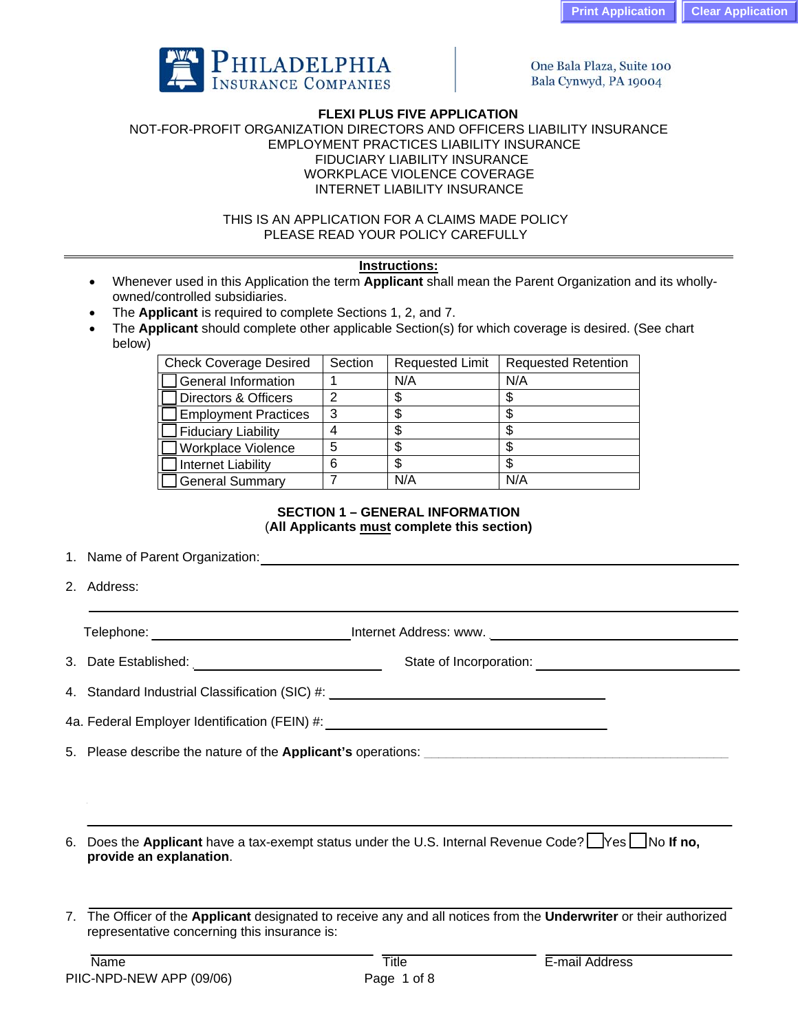Philadelphia Insurance Companies

One Bala Plaza, Suite 100
Bala Cynwyd, PA 19004

# FLEXI PLUS FIVE APPLICATION

NOT-FOR-PROFIT ORGANIZATION DIRECTORS AND OFFICERS LIABILITY INSURANCE
EMPLOYMENT PRACTICES LIABILITY INSURANCE
FIDUCIARY LIABILITY INSURANCE
WORKPLACE VIOLENCE COVERAGE
INTERNET LIABILITY INSURANCE

THIS IS AN APPLICATION FOR A CLAIMS MADE POLICY
PLEASE READ YOUR POLICY CAREFULLY

**Instructions:**

- Whenever used in this Application the term **Applicant** shall mean the Parent Organization and its wholly-owned/controlled subsidiaries.
- The **Applicant** is required to complete Sections 1, 2, and 7.
- The **Applicant** should complete other applicable Section(s) for which coverage is desired. (See chart below)

| Check Coverage Desired | Section | Requested Limit | Requested Retention |
|---|---|---|---|
| ☐ General Information | 1 | N/A | N/A |
| ☐ Directors & Officers | 2 | $ | $ |
| ☐ Employment Practices | 3 | $ | $ |
| ☐ Fiduciary Liability | 4 | $ | $ |
| ☐ Workplace Violence | 5 | $ | $ |
| ☐ Internet Liability | 6 | $ | $ |
| ☐ General Summary | 7 | N/A | N/A |

## SECTION 1 – GENERAL INFORMATION

**(All Applicants must complete this section)**

1. Name of Parent Organization: ______________________________

2. Address: ______________________________

   Telephone: ______________ Internet Address: www. ______________

3. Date Established: ______________ State of Incorporation: ______________

4. Standard Industrial Classification (SIC) #: ______________

4a. Federal Employer Identification (FEIN) #: ______________

5. Please describe the nature of the **Applicant's** operations: ______________________________

6. Does the **Applicant** have a tax-exempt status under the U.S. Internal Revenue Code? ☐ Yes ☐ No **If no, provide an explanation**.

   ______________________________

7. The Officer of the **Applicant** designated to receive any and all notices from the **Underwriter** or their authorized representative concerning this insurance is:

   ______________ ______________ ______________
   Name Title E-mail Address

PIIC-NPD-NEW APP (09/06)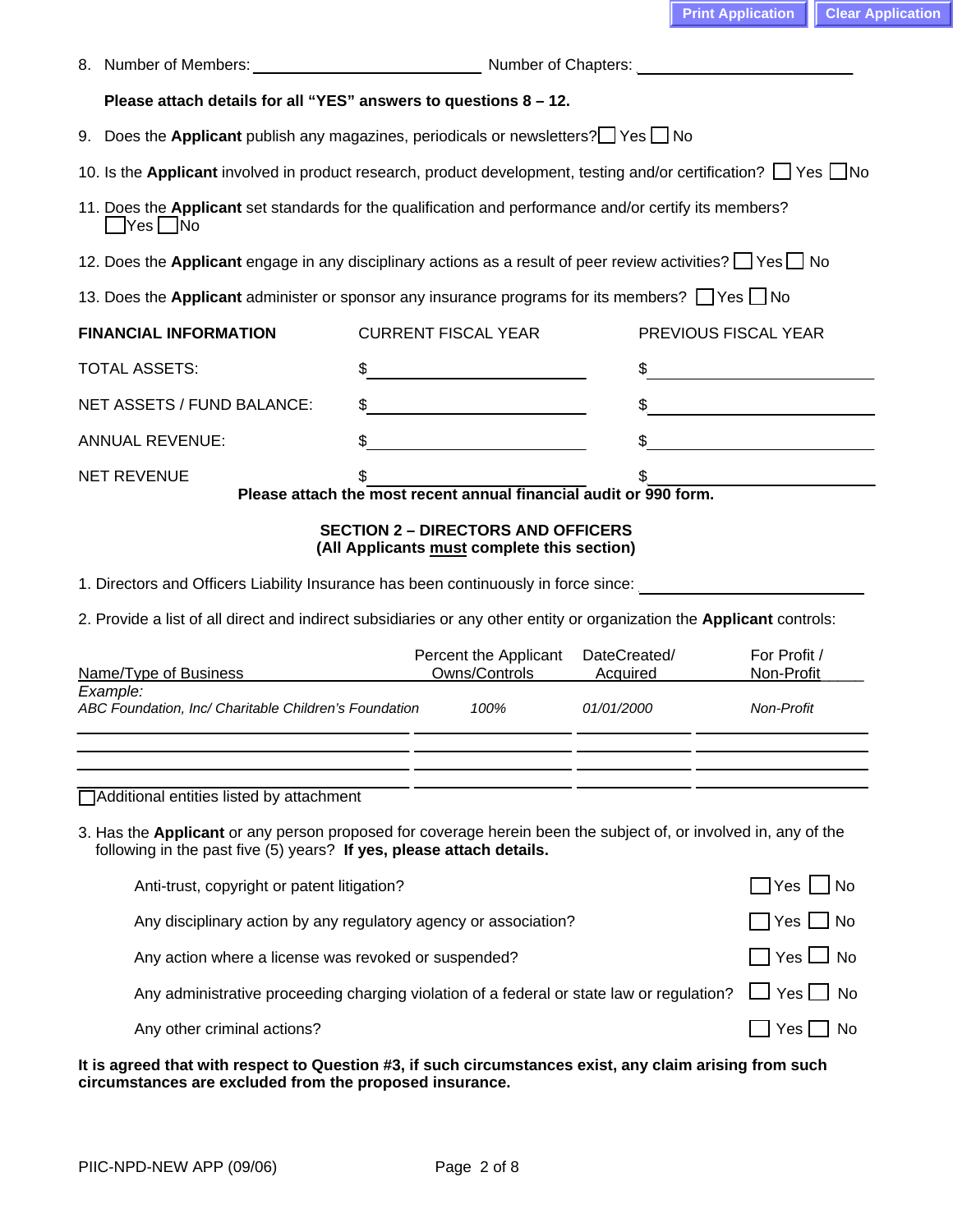8. Number of Members: ______________________ Number of Chapters: ______________________

   **Please attach details for all "YES" answers to questions 8 – 12.**

9. Does the **Applicant** publish any magazines, periodicals or newsletters? ☐ Yes ☐ No

10. Is the **Applicant** involved in product research, product development, testing and/or certification? ☐ Yes ☐ No

11. Does the **Applicant** set standards for the qualification and performance and/or certify its members? ☐ Yes ☐ No

12. Does the **Applicant** engage in any disciplinary actions as a result of peer review activities? ☐ Yes ☐ No

13. Does the **Applicant** administer or sponsor any insurance programs for its members? ☐ Yes ☐ No

| **FINANCIAL INFORMATION** | CURRENT FISCAL YEAR | PREVIOUS FISCAL YEAR |
|---|---|---|
| TOTAL ASSETS: | $ | $ |
| NET ASSETS / FUND BALANCE: | $ | $ |
| ANNUAL REVENUE: | $ | $ |
| NET REVENUE | $ | $ |

**Please attach the most recent annual financial audit or 990 form.**

## SECTION 2 – DIRECTORS AND OFFICERS
**(All Applicants <u>must</u> complete this section)**

1. Directors and Officers Liability Insurance has been continuously in force since: ______________________

2. Provide a list of all direct and indirect subsidiaries or any other entity or organization the **Applicant** controls:

| Name/Type of Business | Percent the Applicant Owns/Controls | DateCreated/ Acquired | For Profit / Non-Profit |
|---|---|---|---|
| *Example:* *ABC Foundation, Inc/ Charitable Children's Foundation* | *100%* | *01/01/2000* | *Non-Profit* |
| | | | |
| | | | |
| | | | |
| | | | |

☐ Additional entities listed by attachment

3. Has the **Applicant** or any person proposed for coverage herein been the subject of, or involved in, any of the following in the past five (5) years? **If yes, please attach details.**

   - Anti-trust, copyright or patent litigation? ☐ Yes ☐ No
   - Any disciplinary action by any regulatory agency or association? ☐ Yes ☐ No
   - Any action where a license was revoked or suspended? ☐ Yes ☐ No
   - Any administrative proceeding charging violation of a federal or state law or regulation? ☐ Yes ☐ No
   - Any other criminal actions? ☐ Yes ☐ No

**It is agreed that with respect to Question #3, if such circumstances exist, any claim arising from such circumstances are excluded from the proposed insurance.**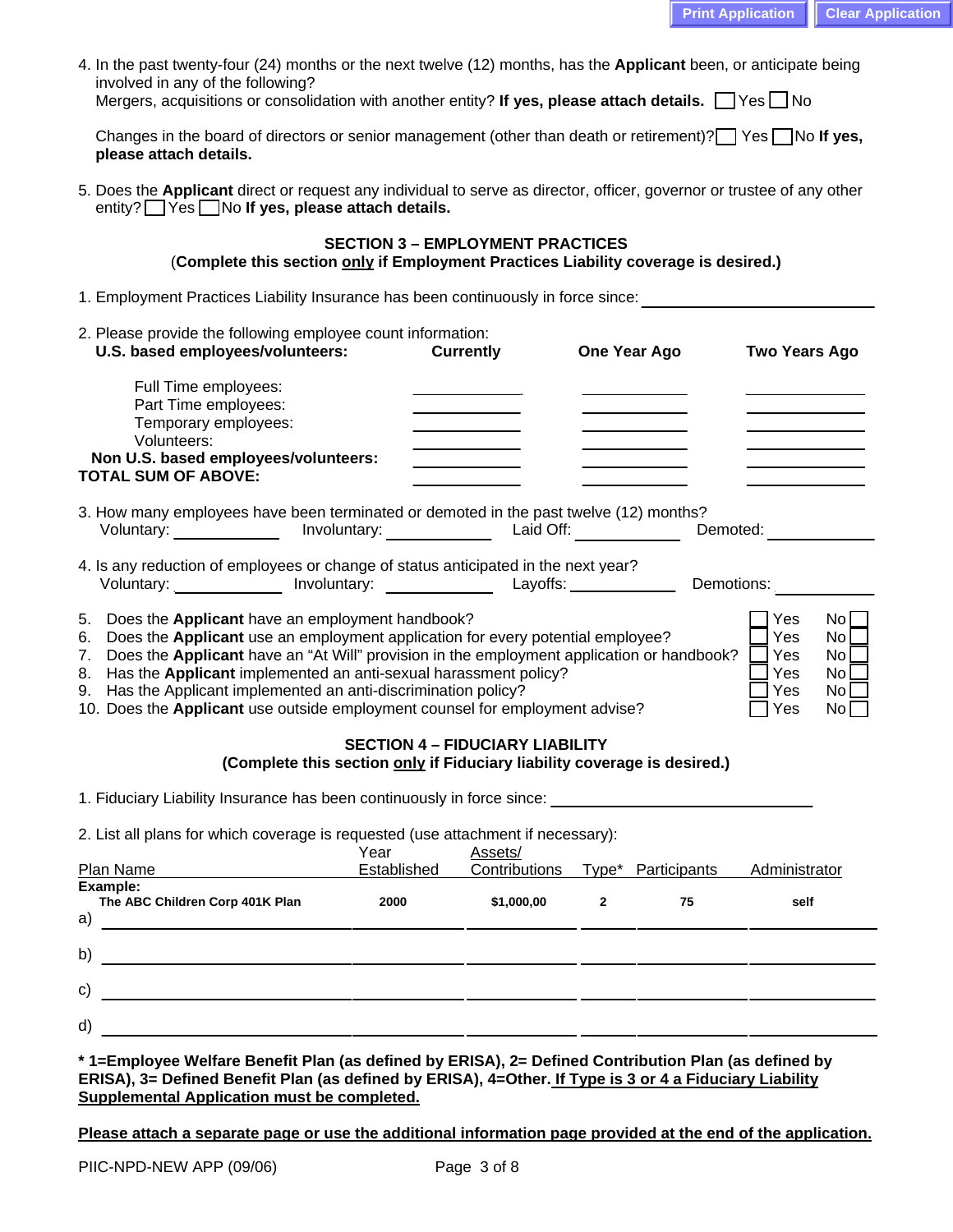4. In the past twenty-four (24) months or the next twelve (12) months, has the **Applicant** been, or anticipate being involved in any of the following?
   Mergers, acquisitions or consolidation with another entity? **If yes, please attach details.** ☐ Yes ☐ No

   Changes in the board of directors or senior management (other than death or retirement)? ☐ Yes ☐ No **If yes, please attach details.**

5. Does the **Applicant** direct or request any individual to serve as director, officer, governor or trustee of any other entity? ☐ Yes ☐ No **If yes, please attach details.**

## SECTION 3 – EMPLOYMENT PRACTICES

(**Complete this section only if Employment Practices Liability coverage is desired.)**

1. Employment Practices Liability Insurance has been continuously in force since: ____________________

2. Please provide the following employee count information:

| U.S. based employees/volunteers: | Currently | One Year Ago | Two Years Ago |
|---|---|---|---|
| Full Time employees: | | | |
| Part Time employees: | | | |
| Temporary employees: | | | |
| Volunteers: | | | |
| **Non U.S. based employees/volunteers:** | | | |
| **TOTAL SUM OF ABOVE:** | | | |

3. How many employees have been terminated or demoted in the past twelve (12) months?
   Voluntary: __________ Involuntary: __________ Laid Off: __________ Demoted: __________

4. Is any reduction of employees or change of status anticipated in the next year?
   Voluntary: __________ Involuntary: __________ Layoffs: __________ Demotions: __________

5. Does the **Applicant** have an employment handbook? ☐ Yes No ☐
6. Does the **Applicant** use an employment application for every potential employee? ☐ Yes No ☐
7. Does the **Applicant** have an "At Will" provision in the employment application or handbook? ☐ Yes No ☐
8. Has the **Applicant** implemented an anti-sexual harassment policy? ☐ Yes No ☐
9. Has the Applicant implemented an anti-discrimination policy? ☐ Yes No ☐
10. Does the **Applicant** use outside employment counsel for employment advise? ☐ Yes No ☐

## SECTION 4 – FIDUCIARY LIABILITY

**(Complete this section only if Fiduciary liability coverage is desired.)**

1. Fiduciary Liability Insurance has been continuously in force since: ____________________

2. List all plans for which coverage is requested (use attachment if necessary):

| Plan Name | Year Established | Assets/ Contributions | Type* | Participants | Administrator |
|---|---|---|---|---|---|
| **Example:** **The ABC Children Corp 401K Plan** | **2000** | **$1,000,00** | **2** | **75** | **self** |
| a) | | | | | |
| b) | | | | | |
| c) | | | | | |
| d) | | | | | |

**\* 1=Employee Welfare Benefit Plan (as defined by ERISA), 2= Defined Contribution Plan (as defined by ERISA), 3= Defined Benefit Plan (as defined by ERISA), 4=Other. If Type is 3 or 4 a Fiduciary Liability Supplemental Application must be completed.**

**Please attach a separate page or use the additional information page provided at the end of the application.**

PIIC-NPD-NEW APP (09/06)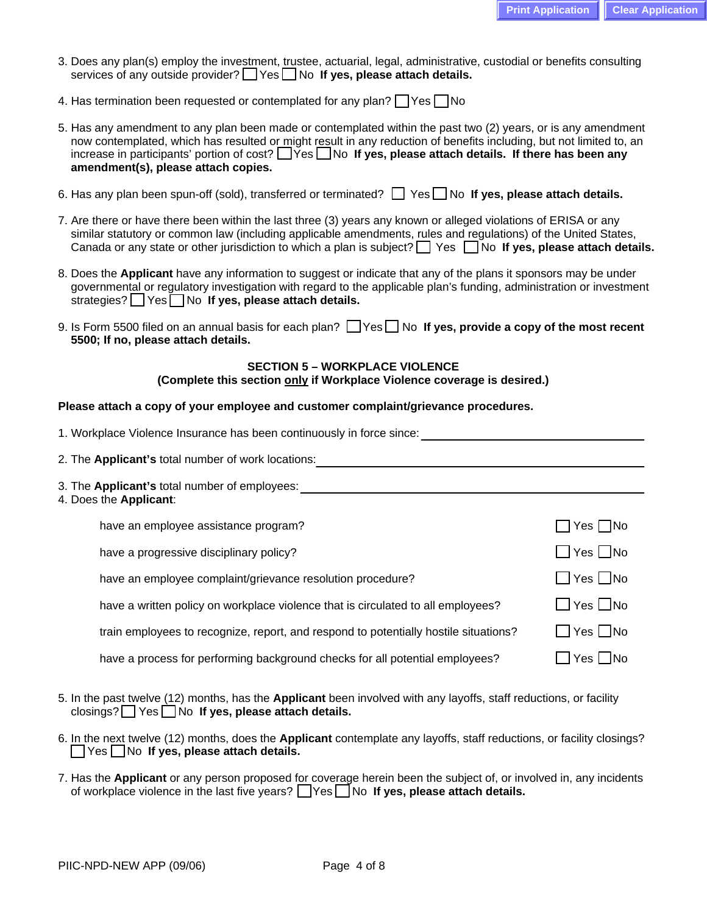3. Does any plan(s) employ the investment, trustee, actuarial, legal, administrative, custodial or benefits consulting services of any outside provider? ☐ Yes ☐ No **If yes, please attach details.**

4. Has termination been requested or contemplated for any plan? ☐ Yes ☐ No

5. Has any amendment to any plan been made or contemplated within the past two (2) years, or is any amendment now contemplated, which has resulted or might result in any reduction of benefits including, but not limited to, an increase in participants' portion of cost? ☐ Yes ☐ No **If yes, please attach details. If there has been any amendment(s), please attach copies.**

6. Has any plan been spun-off (sold), transferred or terminated? ☐ Yes ☐ No **If yes, please attach details.**

7. Are there or have there been within the last three (3) years any known or alleged violations of ERISA or any similar statutory or common law (including applicable amendments, rules and regulations) of the United States, Canada or any state or other jurisdiction to which a plan is subject? ☐ Yes ☐ No **If yes, please attach details.**

8. Does the **Applicant** have any information to suggest or indicate that any of the plans it sponsors may be under governmental or regulatory investigation with regard to the applicable plan's funding, administration or investment strategies? ☐ Yes ☐ No **If yes, please attach details.**

9. Is Form 5500 filed on an annual basis for each plan? ☐ Yes ☐ No **If yes, provide a copy of the most recent 5500; If no, please attach details.**

## SECTION 5 – WORKPLACE VIOLENCE

**(Complete this section only if Workplace Violence coverage is desired.)**

**Please attach a copy of your employee and customer complaint/grievance procedures.**

1. Workplace Violence Insurance has been continuously in force since: ____________________

2. The **Applicant's** total number of work locations: ____________________

3. The **Applicant's** total number of employees: ____________________

4. Does the **Applicant**:

| | |
|---|---|
| have an employee assistance program? | ☐ Yes ☐ No |
| have a progressive disciplinary policy? | ☐ Yes ☐ No |
| have an employee complaint/grievance resolution procedure? | ☐ Yes ☐ No |
| have a written policy on workplace violence that is circulated to all employees? | ☐ Yes ☐ No |
| train employees to recognize, report, and respond to potentially hostile situations? | ☐ Yes ☐ No |
| have a process for performing background checks for all potential employees? | ☐ Yes ☐ No |

5. In the past twelve (12) months, has the **Applicant** been involved with any layoffs, staff reductions, or facility closings? ☐ Yes ☐ No **If yes, please attach details.**

6. In the next twelve (12) months, does the **Applicant** contemplate any layoffs, staff reductions, or facility closings? ☐ Yes ☐ No **If yes, please attach details.**

7. Has the **Applicant** or any person proposed for coverage herein been the subject of, or involved in, any incidents of workplace violence in the last five years? ☐ Yes ☐ No **If yes, please attach details.**

PIIC-NPD-NEW APP (09/06)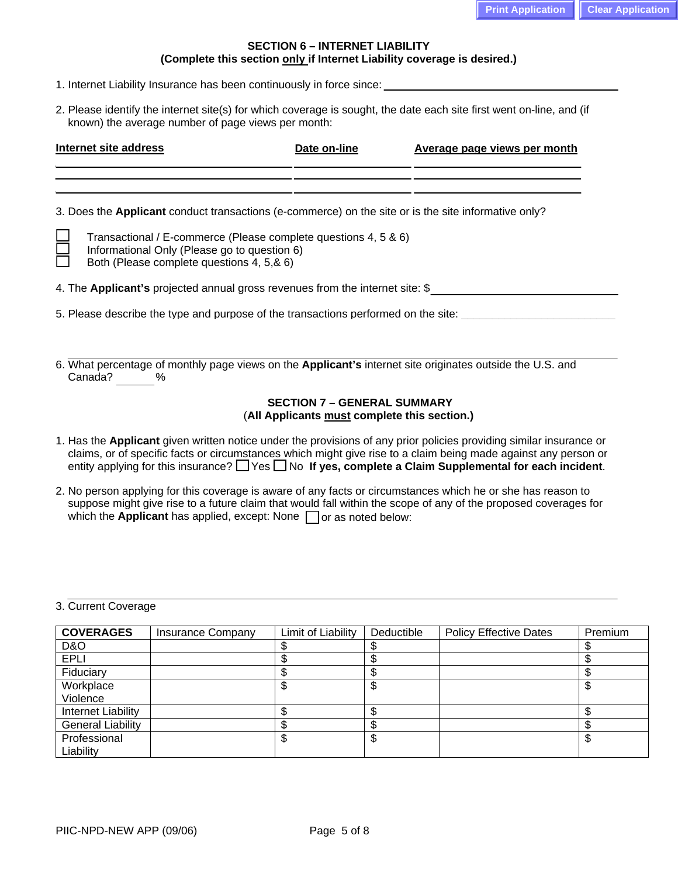### SECTION 6 – INTERNET LIABILITY
**(Complete this section only if Internet Liability coverage is desired.)**

1. Internet Liability Insurance has been continuously in force since: ____________________

2. Please identify the internet site(s) for which coverage is sought, the date each site first went on-line, and (if known) the average number of page views per month:

| Internet site address | Date on-line | Average page views per month |
|---|---|---|
| | | |
| | | |
| | | |

3. Does the **Applicant** conduct transactions (e-commerce) on the site or is the site informative only?

☐ Transactional / E-commerce (Please complete questions 4, 5 & 6)
☐ Informational Only (Please go to question 6)
☐ Both (Please complete questions 4, 5,& 6)

4. The **Applicant's** projected annual gross revenues from the internet site: $____________________

5. Please describe the type and purpose of the transactions performed on the site: ____________________

6. What percentage of monthly page views on the **Applicant's** internet site originates outside the U.S. and Canada? ______%

### SECTION 7 – GENERAL SUMMARY
(**All Applicants must complete this section.)**

1. Has the **Applicant** given written notice under the provisions of any prior policies providing similar insurance or claims, or of specific facts or circumstances which might give rise to a claim being made against any person or entity applying for this insurance? ☐ Yes ☐ No **If yes, complete a Claim Supplemental for each incident**.

2. No person applying for this coverage is aware of any facts or circumstances which he or she has reason to suppose might give rise to a future claim that would fall within the scope of any of the proposed coverages for which the **Applicant** has applied, except: None ☐ or as noted below:

3. Current Coverage

| COVERAGES | Insurance Company | Limit of Liability | Deductible | Policy Effective Dates | Premium |
|---|---|---|---|---|---|
| D&O | | $ | $ | | $ |
| EPLI | | $ | $ | | $ |
| Fiduciary | | $ | $ | | $ |
| Workplace Violence | | $ | $ | | $ |
| Internet Liability | | $ | $ | | $ |
| General Liability | | $ | $ | | $ |
| Professional Liability | | $ | $ | | $ |

PIIC-NPD-NEW APP (09/06)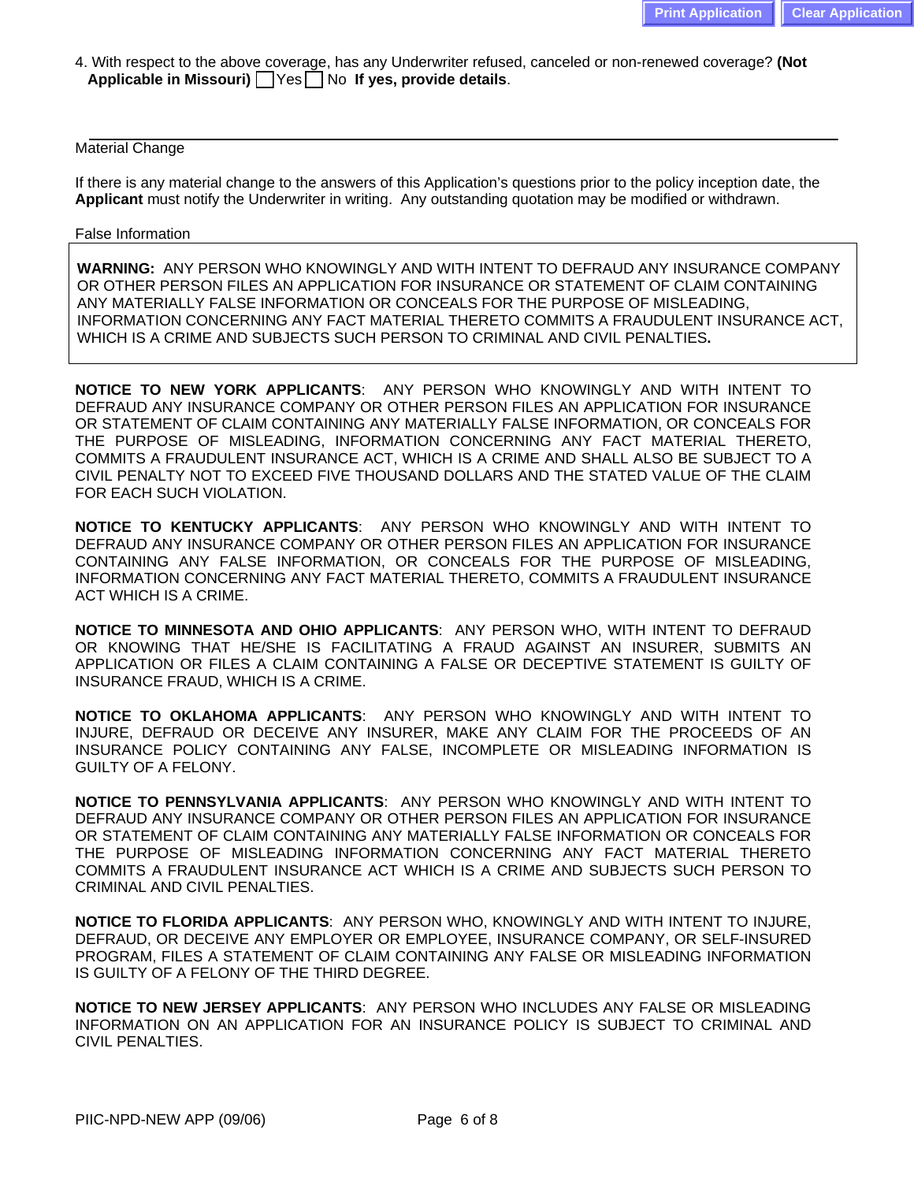4. With respect to the above coverage, has any Underwriter refused, canceled or non-renewed coverage? **(Not Applicable in Missouri)** ☐ Yes ☐ No **If yes, provide details**.

---

Material Change

If there is any material change to the answers of this Application's questions prior to the policy inception date, the **Applicant** must notify the Underwriter in writing. Any outstanding quotation may be modified or withdrawn.

False Information

**WARNING:** ANY PERSON WHO KNOWINGLY AND WITH INTENT TO DEFRAUD ANY INSURANCE COMPANY OR OTHER PERSON FILES AN APPLICATION FOR INSURANCE OR STATEMENT OF CLAIM CONTAINING ANY MATERIALLY FALSE INFORMATION OR CONCEALS FOR THE PURPOSE OF MISLEADING, INFORMATION CONCERNING ANY FACT MATERIAL THERETO COMMITS A FRAUDULENT INSURANCE ACT, WHICH IS A CRIME AND SUBJECTS SUCH PERSON TO CRIMINAL AND CIVIL PENALTIES**.**

**NOTICE TO NEW YORK APPLICANTS**: ANY PERSON WHO KNOWINGLY AND WITH INTENT TO DEFRAUD ANY INSURANCE COMPANY OR OTHER PERSON FILES AN APPLICATION FOR INSURANCE OR STATEMENT OF CLAIM CONTAINING ANY MATERIALLY FALSE INFORMATION, OR CONCEALS FOR THE PURPOSE OF MISLEADING, INFORMATION CONCERNING ANY FACT MATERIAL THERETO, COMMITS A FRAUDULENT INSURANCE ACT, WHICH IS A CRIME AND SHALL ALSO BE SUBJECT TO A CIVIL PENALTY NOT TO EXCEED FIVE THOUSAND DOLLARS AND THE STATED VALUE OF THE CLAIM FOR EACH SUCH VIOLATION.

**NOTICE TO KENTUCKY APPLICANTS**: ANY PERSON WHO KNOWINGLY AND WITH INTENT TO DEFRAUD ANY INSURANCE COMPANY OR OTHER PERSON FILES AN APPLICATION FOR INSURANCE CONTAINING ANY FALSE INFORMATION, OR CONCEALS FOR THE PURPOSE OF MISLEADING, INFORMATION CONCERNING ANY FACT MATERIAL THERETO, COMMITS A FRAUDULENT INSURANCE ACT WHICH IS A CRIME.

**NOTICE TO MINNESOTA AND OHIO APPLICANTS**: ANY PERSON WHO, WITH INTENT TO DEFRAUD OR KNOWING THAT HE/SHE IS FACILITATING A FRAUD AGAINST AN INSURER, SUBMITS AN APPLICATION OR FILES A CLAIM CONTAINING A FALSE OR DECEPTIVE STATEMENT IS GUILTY OF INSURANCE FRAUD, WHICH IS A CRIME.

**NOTICE TO OKLAHOMA APPLICANTS**: ANY PERSON WHO KNOWINGLY AND WITH INTENT TO INJURE, DEFRAUD OR DECEIVE ANY INSURER, MAKE ANY CLAIM FOR THE PROCEEDS OF AN INSURANCE POLICY CONTAINING ANY FALSE, INCOMPLETE OR MISLEADING INFORMATION IS GUILTY OF A FELONY.

**NOTICE TO PENNSYLVANIA APPLICANTS**: ANY PERSON WHO KNOWINGLY AND WITH INTENT TO DEFRAUD ANY INSURANCE COMPANY OR OTHER PERSON FILES AN APPLICATION FOR INSURANCE OR STATEMENT OF CLAIM CONTAINING ANY MATERIALLY FALSE INFORMATION OR CONCEALS FOR THE PURPOSE OF MISLEADING INFORMATION CONCERNING ANY FACT MATERIAL THERETO COMMITS A FRAUDULENT INSURANCE ACT WHICH IS A CRIME AND SUBJECTS SUCH PERSON TO CRIMINAL AND CIVIL PENALTIES.

**NOTICE TO FLORIDA APPLICANTS**: ANY PERSON WHO, KNOWINGLY AND WITH INTENT TO INJURE, DEFRAUD, OR DECEIVE ANY EMPLOYER OR EMPLOYEE, INSURANCE COMPANY, OR SELF-INSURED PROGRAM, FILES A STATEMENT OF CLAIM CONTAINING ANY FALSE OR MISLEADING INFORMATION IS GUILTY OF A FELONY OF THE THIRD DEGREE.

**NOTICE TO NEW JERSEY APPLICANTS**: ANY PERSON WHO INCLUDES ANY FALSE OR MISLEADING INFORMATION ON AN APPLICATION FOR AN INSURANCE POLICY IS SUBJECT TO CRIMINAL AND CIVIL PENALTIES.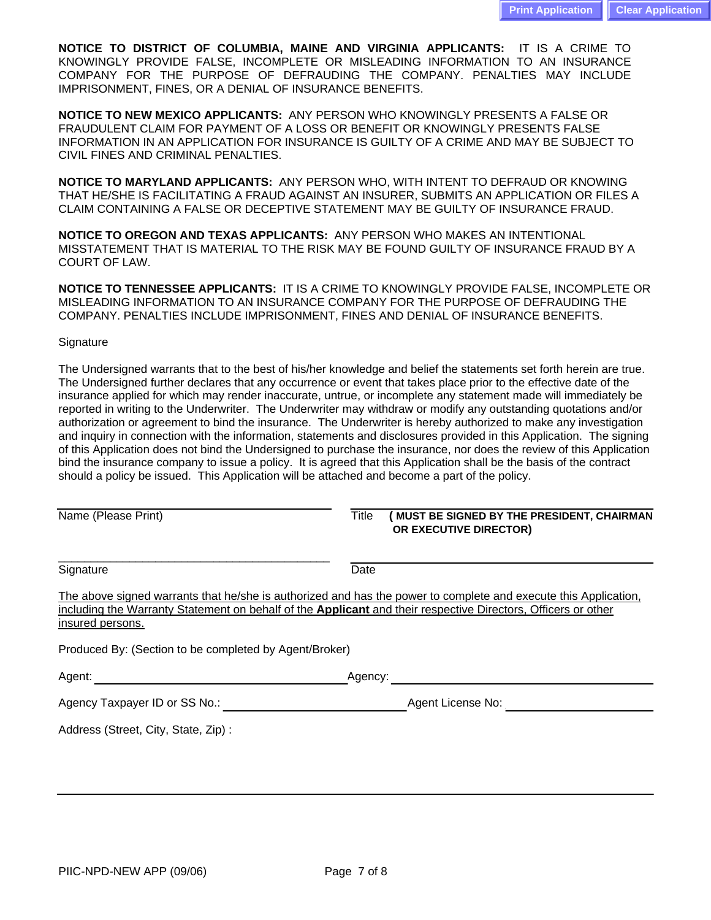**NOTICE TO DISTRICT OF COLUMBIA, MAINE AND VIRGINIA APPLICANTS:** IT IS A CRIME TO KNOWINGLY PROVIDE FALSE, INCOMPLETE OR MISLEADING INFORMATION TO AN INSURANCE COMPANY FOR THE PURPOSE OF DEFRAUDING THE COMPANY. PENALTIES MAY INCLUDE IMPRISONMENT, FINES, OR A DENIAL OF INSURANCE BENEFITS.

**NOTICE TO NEW MEXICO APPLICANTS:** ANY PERSON WHO KNOWINGLY PRESENTS A FALSE OR FRAUDULENT CLAIM FOR PAYMENT OF A LOSS OR BENEFIT OR KNOWINGLY PRESENTS FALSE INFORMATION IN AN APPLICATION FOR INSURANCE IS GUILTY OF A CRIME AND MAY BE SUBJECT TO CIVIL FINES AND CRIMINAL PENALTIES.

**NOTICE TO MARYLAND APPLICANTS:** ANY PERSON WHO, WITH INTENT TO DEFRAUD OR KNOWING THAT HE/SHE IS FACILITATING A FRAUD AGAINST AN INSURER, SUBMITS AN APPLICATION OR FILES A CLAIM CONTAINING A FALSE OR DECEPTIVE STATEMENT MAY BE GUILTY OF INSURANCE FRAUD.

**NOTICE TO OREGON AND TEXAS APPLICANTS:** ANY PERSON WHO MAKES AN INTENTIONAL MISSTATEMENT THAT IS MATERIAL TO THE RISK MAY BE FOUND GUILTY OF INSURANCE FRAUD BY A COURT OF LAW.

**NOTICE TO TENNESSEE APPLICANTS:** IT IS A CRIME TO KNOWINGLY PROVIDE FALSE, INCOMPLETE OR MISLEADING INFORMATION TO AN INSURANCE COMPANY FOR THE PURPOSE OF DEFRAUDING THE COMPANY. PENALTIES INCLUDE IMPRISONMENT, FINES AND DENIAL OF INSURANCE BENEFITS.

Signature

The Undersigned warrants that to the best of his/her knowledge and belief the statements set forth herein are true. The Undersigned further declares that any occurrence or event that takes place prior to the effective date of the insurance applied for which may render inaccurate, untrue, or incomplete any statement made will immediately be reported in writing to the Underwriter. The Underwriter may withdraw or modify any outstanding quotations and/or authorization or agreement to bind the insurance. The Underwriter is hereby authorized to make any investigation and inquiry in connection with the information, statements and disclosures provided in this Application. The signing of this Application does not bind the Undersigned to purchase the insurance, nor does the review of this Application bind the insurance company to issue a policy. It is agreed that this Application shall be the basis of the contract should a policy be issued. This Application will be attached and become a part of the policy.

Name (Please Print) ____________________ Title ____________________ **(MUST BE SIGNED BY THE PRESIDENT, CHAIRMAN OR EXECUTIVE DIRECTOR)**

Signature ____________________ Date ____________________

The above signed warrants that he/she is authorized and has the power to complete and execute this Application, including the Warranty Statement on behalf of the **Applicant** and their respective Directors, Officers or other insured persons.

Produced By: (Section to be completed by Agent/Broker)

Agent: ____________________ Agency: ____________________

Agency Taxpayer ID or SS No.: ____________________ Agent License No: ____________________

Address (Street, City, State, Zip) :

PIIC-NPD-NEW APP (09/06)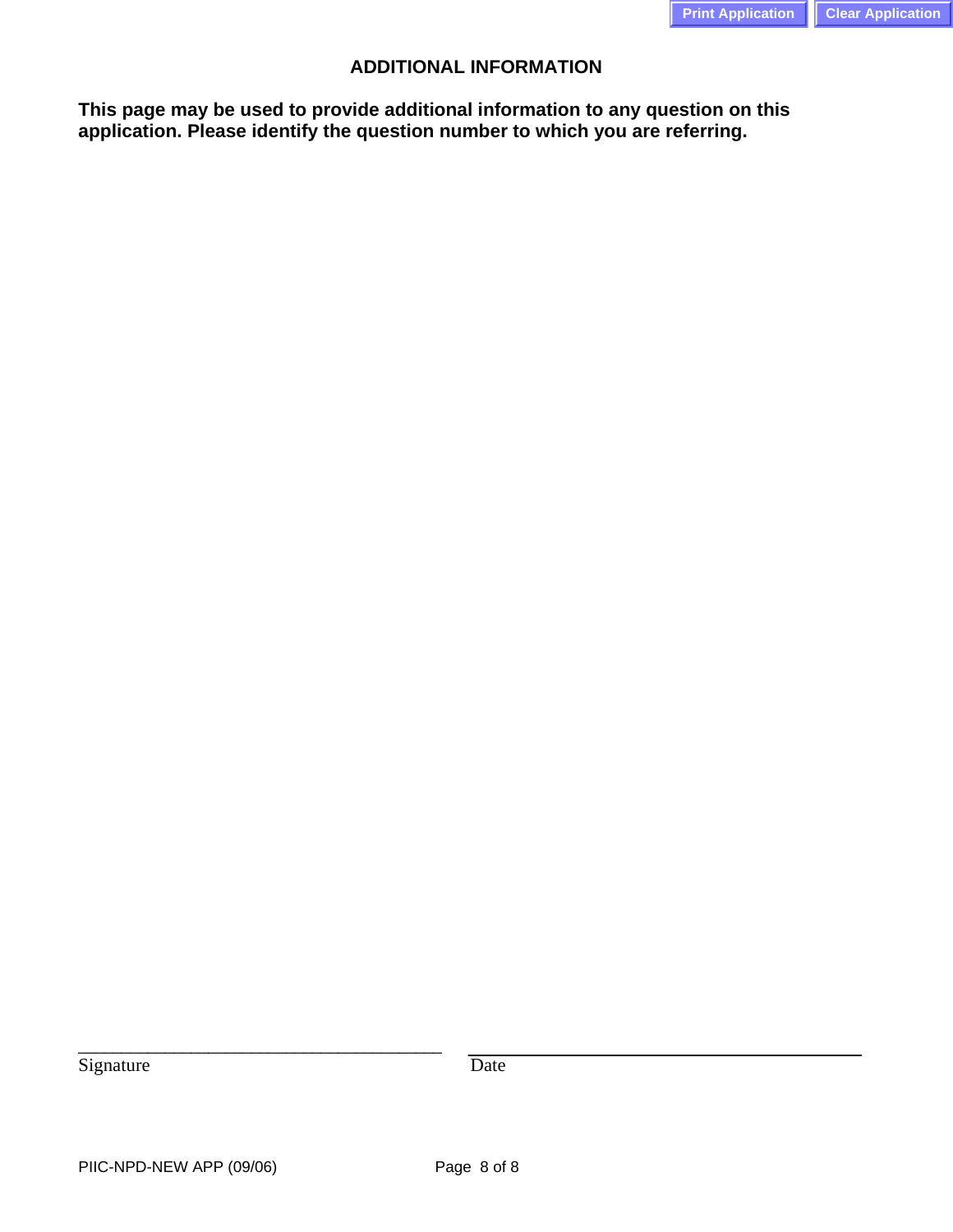## ADDITIONAL INFORMATION

**This page may be used to provide additional information to any question on this application. Please identify the question number to which you are referring.**

_______________________________________ _______________________________________

Signature Date

PIIC-NPD-NEW APP (09/06)